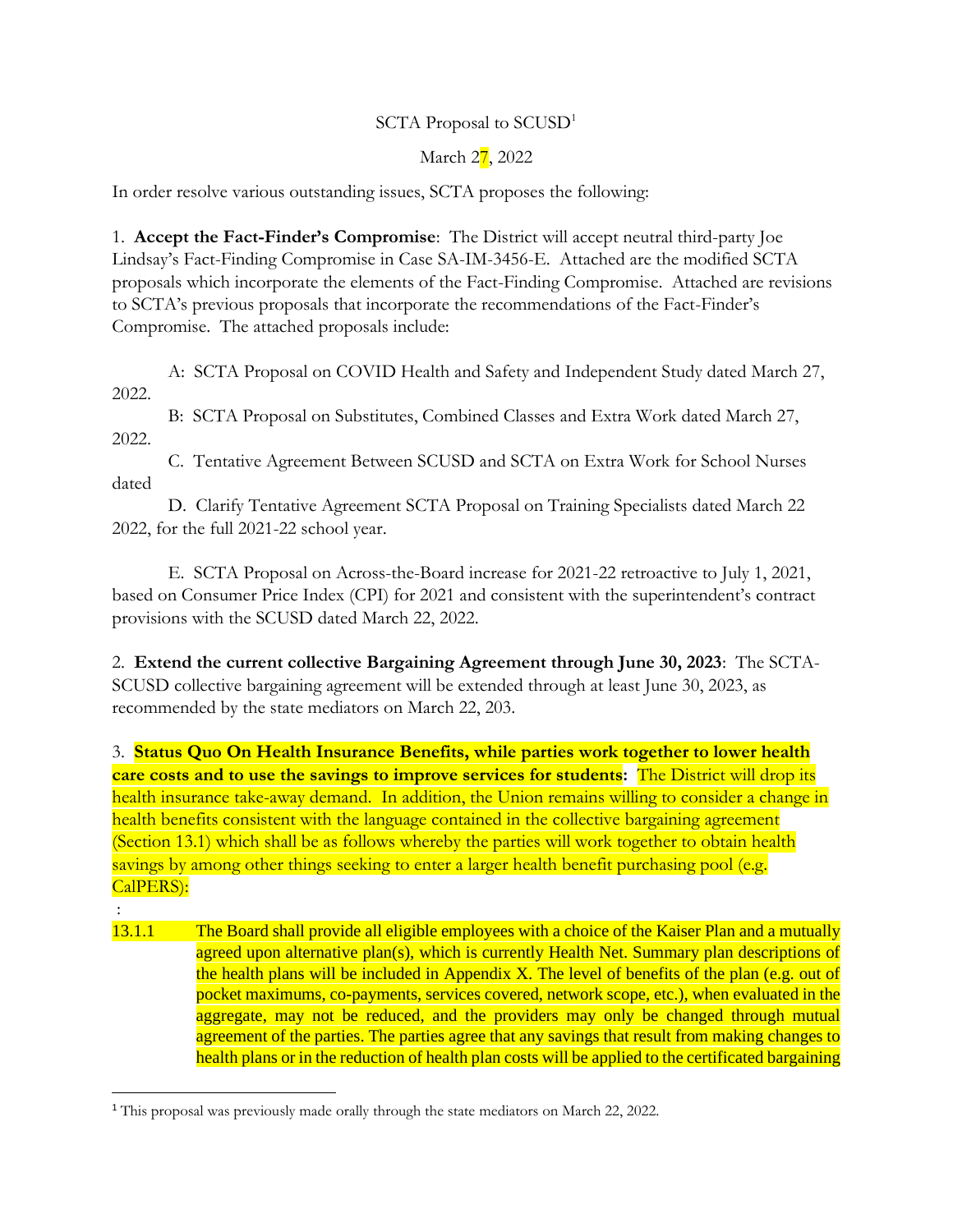SCTA Proposal to SCUSD[1]

March 27, 2022

In order resolve various outstanding issues, SCTA proposes the following:

1. **Accept the Fact-Finder's Compromise**: The District will accept neutral third-party Joe Lindsay's Fact-Finding Compromise in Case SA-IM-3456-E. Attached are the modified SCTA proposals which incorporate the elements of the Fact-Finding Compromise. Attached are revisions to SCTA's previous proposals that incorporate the recommendations of the Fact-Finder's Compromise. The attached proposals include:

A: SCTA Proposal on COVID Health and Safety and Independent Study dated March 27, 2022.

B: SCTA Proposal on Substitutes, Combined Classes and Extra Work dated March 27, 2022.

C. Tentative Agreement Between SCUSD and SCTA on Extra Work for School Nurses dated

D. Clarify Tentative Agreement SCTA Proposal on Training Specialists dated March 22 2022, for the full 2021-22 school year.

E. SCTA Proposal on Across-the-Board increase for 2021-22 retroactive to July 1, 2021, based on Consumer Price Index (CPI) for 2021 and consistent with the superintendent's contract provisions with the SCUSD dated March 22, 2022.

2. **Extend the current collective Bargaining Agreement through June 30, 2023**: The SCTA-SCUSD collective bargaining agreement will be extended through at least June 30, 2023, as recommended by the state mediators on March 22, 203.

3. **Status Quo On Health Insurance Benefits, while parties work together to lower health care costs and to use the savings to improve services for students:** The District will drop its health insurance take-away demand. In addition, the Union remains willing to consider a change in health benefits consistent with the language contained in the collective bargaining agreement (Section 13.1) which shall be as follows whereby the parties will work together to obtain health savings by among other things seeking to enter a larger health benefit purchasing pool (e.g. CalPERS):

:

13.1.1 The Board shall provide all eligible employees with a choice of the Kaiser Plan and a mutually agreed upon alternative plan(s), which is currently Health Net. Summary plan descriptions of the health plans will be included in Appendix X. The level of benefits of the plan (e.g. out of pocket maximums, co-payments, services covered, network scope, etc.), when evaluated in the aggregate, may not be reduced, and the providers may only be changed through mutual agreement of the parties. The parties agree that any savings that result from making changes to health plans or in the reduction of health plan costs will be applied to the certificated bargaining

---

[1] This proposal was previously made orally through the state mediators on March 22, 2022.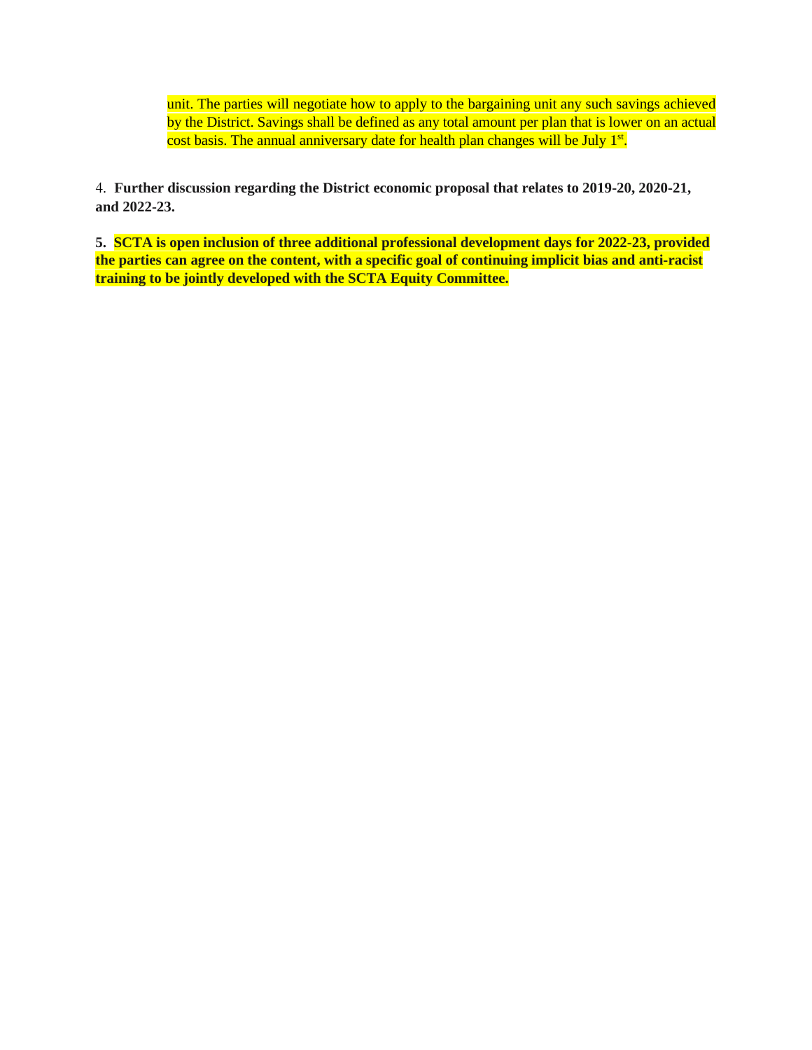unit. The parties will negotiate how to apply to the bargaining unit any such savings achieved by the District. Savings shall be defined as any total amount per plan that is lower on an actual cost basis. The annual anniversary date for health plan changes will be July 1st.

4. **Further discussion regarding the District economic proposal that relates to 2019-20, 2020-21, and 2022-23.**

5. **SCTA is open inclusion of three additional professional development days for 2022-23, provided the parties can agree on the content, with a specific goal of continuing implicit bias and anti-racist training to be jointly developed with the SCTA Equity Committee.**